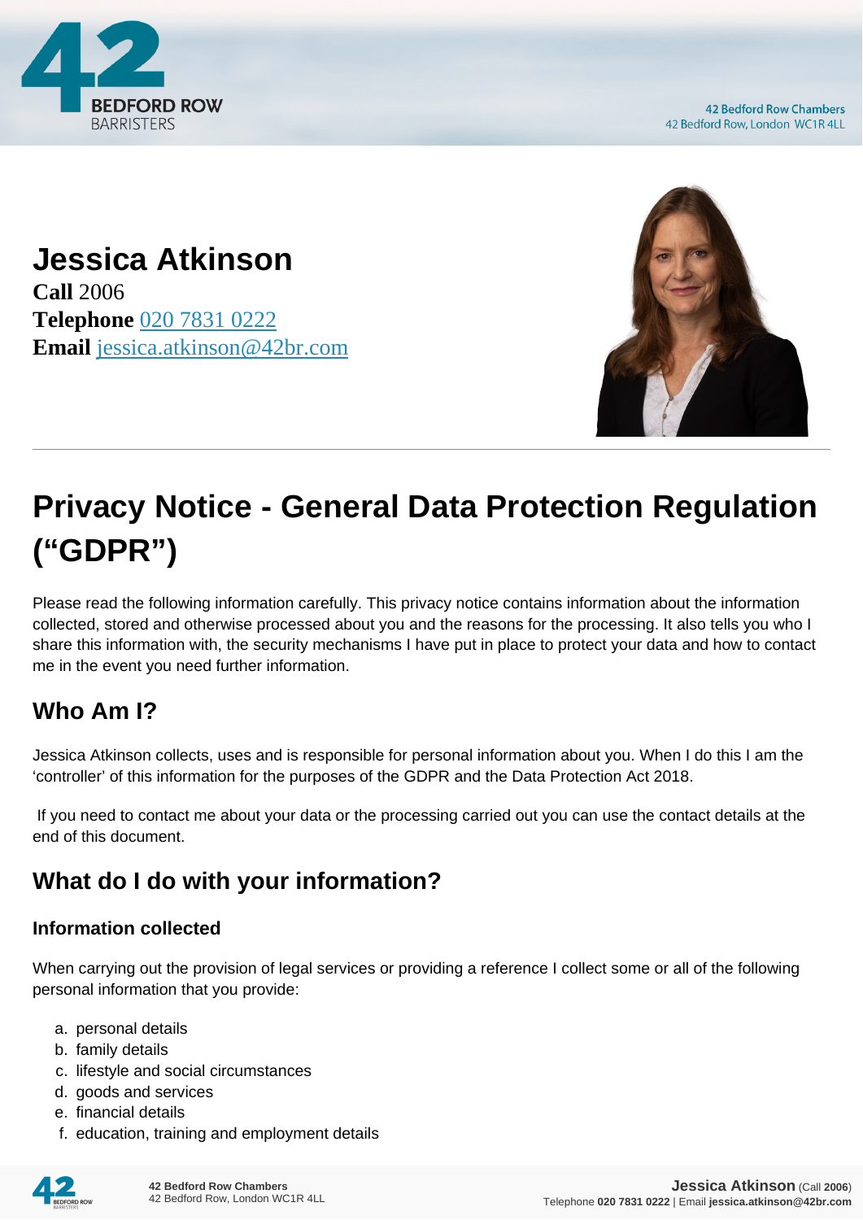# Jessica Atkinson

**Call** 2006
**Telephone** 020 7831 0222
**Email** jessica.atkinson@42br.com

# Privacy Notice - General Data Protection Regulation ("GDPR")

Please read the following information carefully. This privacy notice contains information about the information collected, stored and otherwise processed about you and the reasons for the processing. It also tells you who I share this information with, the security mechanisms I have put in place to protect your data and how to contact me in the event you need further information.

## Who Am I?

Jessica Atkinson collects, uses and is responsible for personal information about you. When I do this I am the 'controller' of this information for the purposes of the GDPR and the Data Protection Act 2018.

If you need to contact me about your data or the processing carried out you can use the contact details at the end of this document.

## What do I do with your information?

### Information collected

When carrying out the provision of legal services or providing a reference I collect some or all of the following personal information that you provide:

a. personal details
b. family details
c. lifestyle and social circumstances
d. goods and services
e. financial details
f. education, training and employment details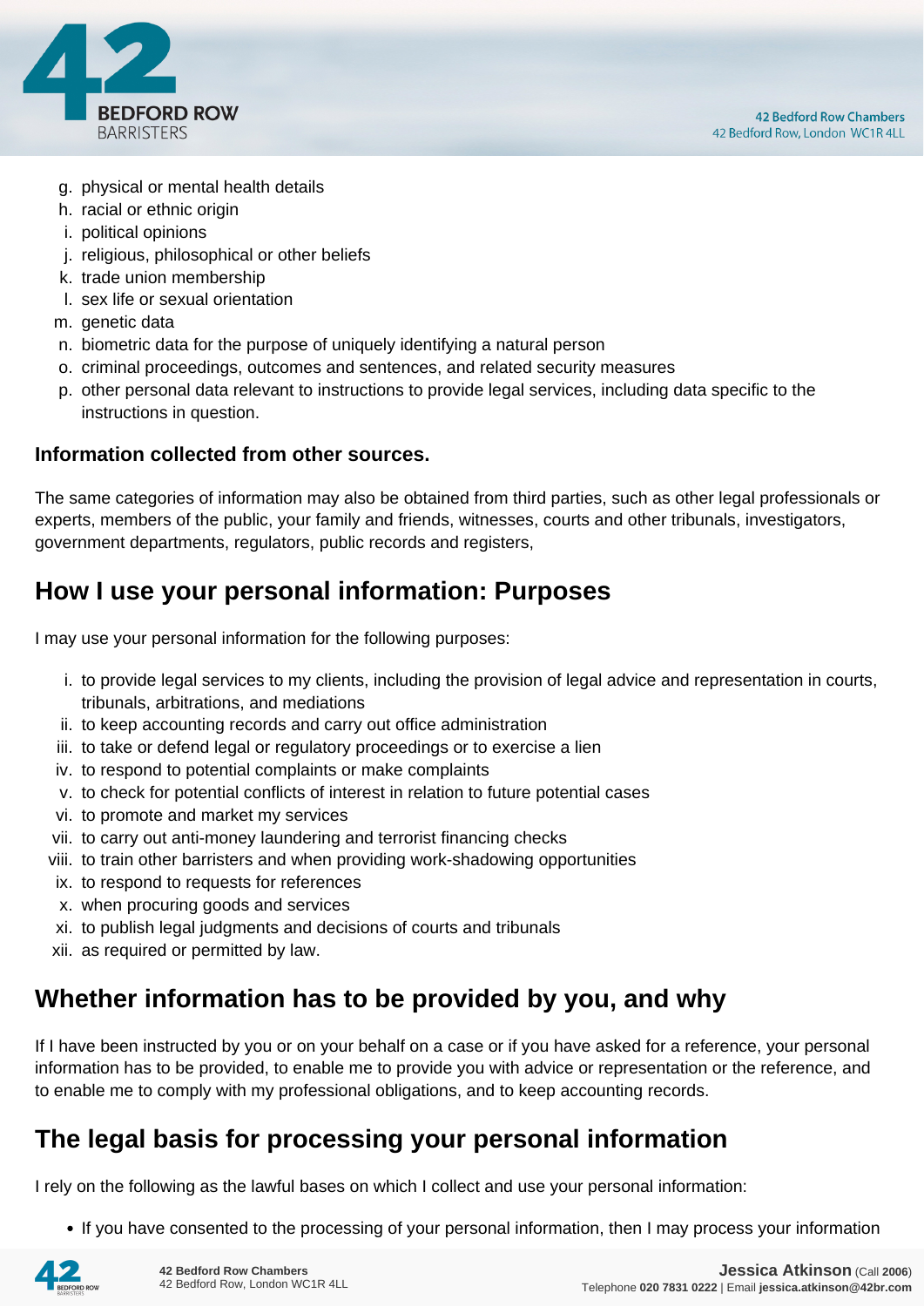g. physical or mental health details
h. racial or ethnic origin
i. political opinions
j. religious, philosophical or other beliefs
k. trade union membership
l. sex life or sexual orientation
m. genetic data
n. biometric data for the purpose of uniquely identifying a natural person
o. criminal proceedings, outcomes and sentences, and related security measures
p. other personal data relevant to instructions to provide legal services, including data specific to the instructions in question.

**Information collected from other sources.**

The same categories of information may also be obtained from third parties, such as other legal professionals or experts, members of the public, your family and friends, witnesses, courts and other tribunals, investigators, government departments, regulators, public records and registers,

## How I use your personal information: Purposes

I may use your personal information for the following purposes:

i. to provide legal services to my clients, including the provision of legal advice and representation in courts, tribunals, arbitrations, and mediations
ii. to keep accounting records and carry out office administration
iii. to take or defend legal or regulatory proceedings or to exercise a lien
iv. to respond to potential complaints or make complaints
v. to check for potential conflicts of interest in relation to future potential cases
vi. to promote and market my services
vii. to carry out anti-money laundering and terrorist financing checks
viii. to train other barristers and when providing work-shadowing opportunities
ix. to respond to requests for references
x. when procuring goods and services
xi. to publish legal judgments and decisions of courts and tribunals
xii. as required or permitted by law.

## Whether information has to be provided by you, and why

If I have been instructed by you or on your behalf on a case or if you have asked for a reference, your personal information has to be provided, to enable me to provide you with advice or representation or the reference, and to enable me to comply with my professional obligations, and to keep accounting records.

## The legal basis for processing your personal information

I rely on the following as the lawful bases on which I collect and use your personal information:

- If you have consented to the processing of your personal information, then I may process your information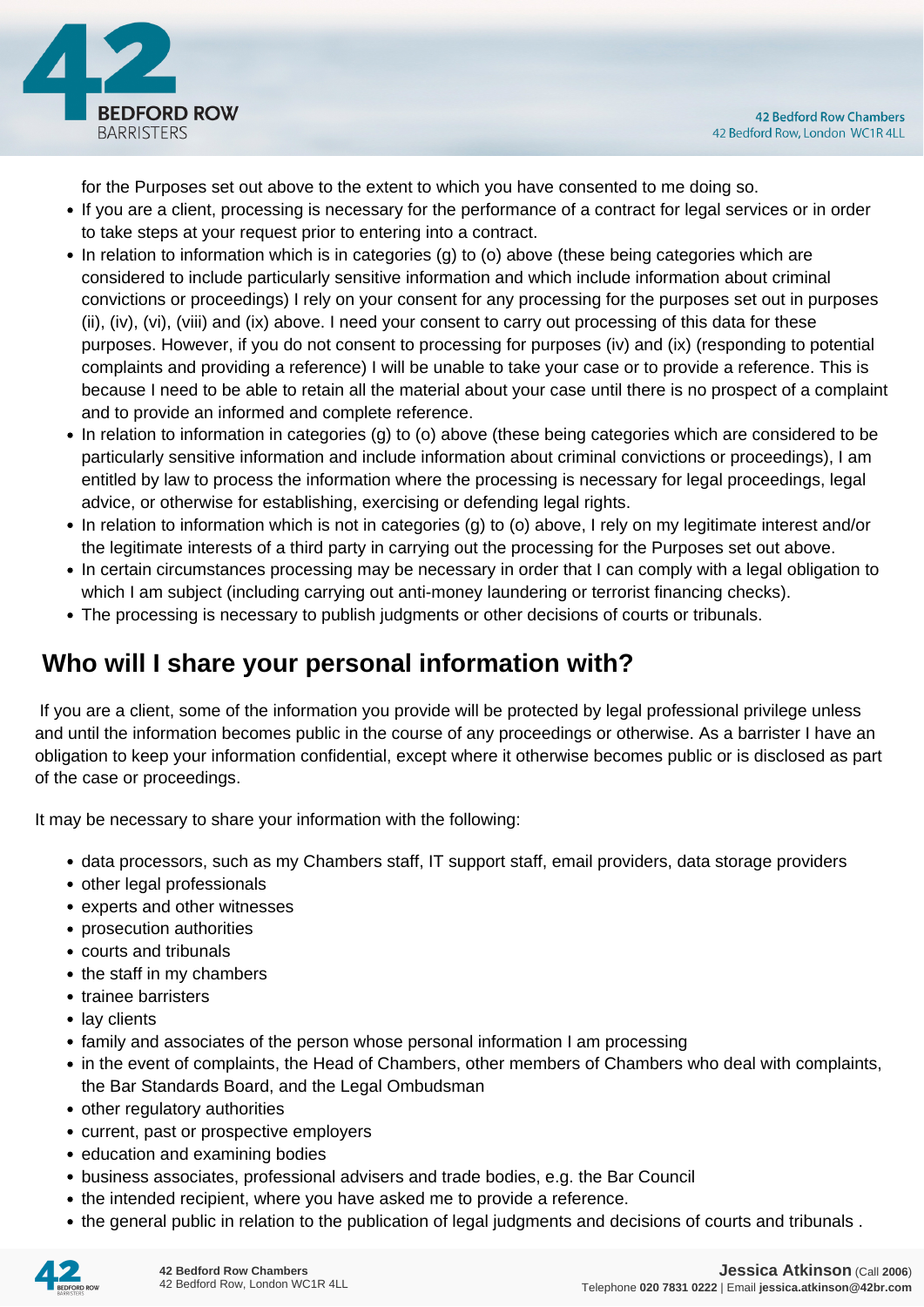for the Purposes set out above to the extent to which you have consented to me doing so.

- If you are a client, processing is necessary for the performance of a contract for legal services or in order to take steps at your request prior to entering into a contract.
- In relation to information which is in categories (g) to (o) above (these being categories which are considered to include particularly sensitive information and which include information about criminal convictions or proceedings) I rely on your consent for any processing for the purposes set out in purposes (ii), (iv), (vi), (viii) and (ix) above. I need your consent to carry out processing of this data for these purposes. However, if you do not consent to processing for purposes (iv) and (ix) (responding to potential complaints and providing a reference) I will be unable to take your case or to provide a reference. This is because I need to be able to retain all the material about your case until there is no prospect of a complaint and to provide an informed and complete reference.
- In relation to information in categories (g) to (o) above (these being categories which are considered to be particularly sensitive information and include information about criminal convictions or proceedings), I am entitled by law to process the information where the processing is necessary for legal proceedings, legal advice, or otherwise for establishing, exercising or defending legal rights.
- In relation to information which is not in categories (g) to (o) above, I rely on my legitimate interest and/or the legitimate interests of a third party in carrying out the processing for the Purposes set out above.
- In certain circumstances processing may be necessary in order that I can comply with a legal obligation to which I am subject (including carrying out anti-money laundering or terrorist financing checks).
- The processing is necessary to publish judgments or other decisions of courts or tribunals.

## Who will I share your personal information with?

If you are a client, some of the information you provide will be protected by legal professional privilege unless and until the information becomes public in the course of any proceedings or otherwise. As a barrister I have an obligation to keep your information confidential, except where it otherwise becomes public or is disclosed as part of the case or proceedings.

It may be necessary to share your information with the following:

- data processors, such as my Chambers staff, IT support staff, email providers, data storage providers
- other legal professionals
- experts and other witnesses
- prosecution authorities
- courts and tribunals
- the staff in my chambers
- trainee barristers
- lay clients
- family and associates of the person whose personal information I am processing
- in the event of complaints, the Head of Chambers, other members of Chambers who deal with complaints, the Bar Standards Board, and the Legal Ombudsman
- other regulatory authorities
- current, past or prospective employers
- education and examining bodies
- business associates, professional advisers and trade bodies, e.g. the Bar Council
- the intended recipient, where you have asked me to provide a reference.
- the general public in relation to the publication of legal judgments and decisions of courts and tribunals .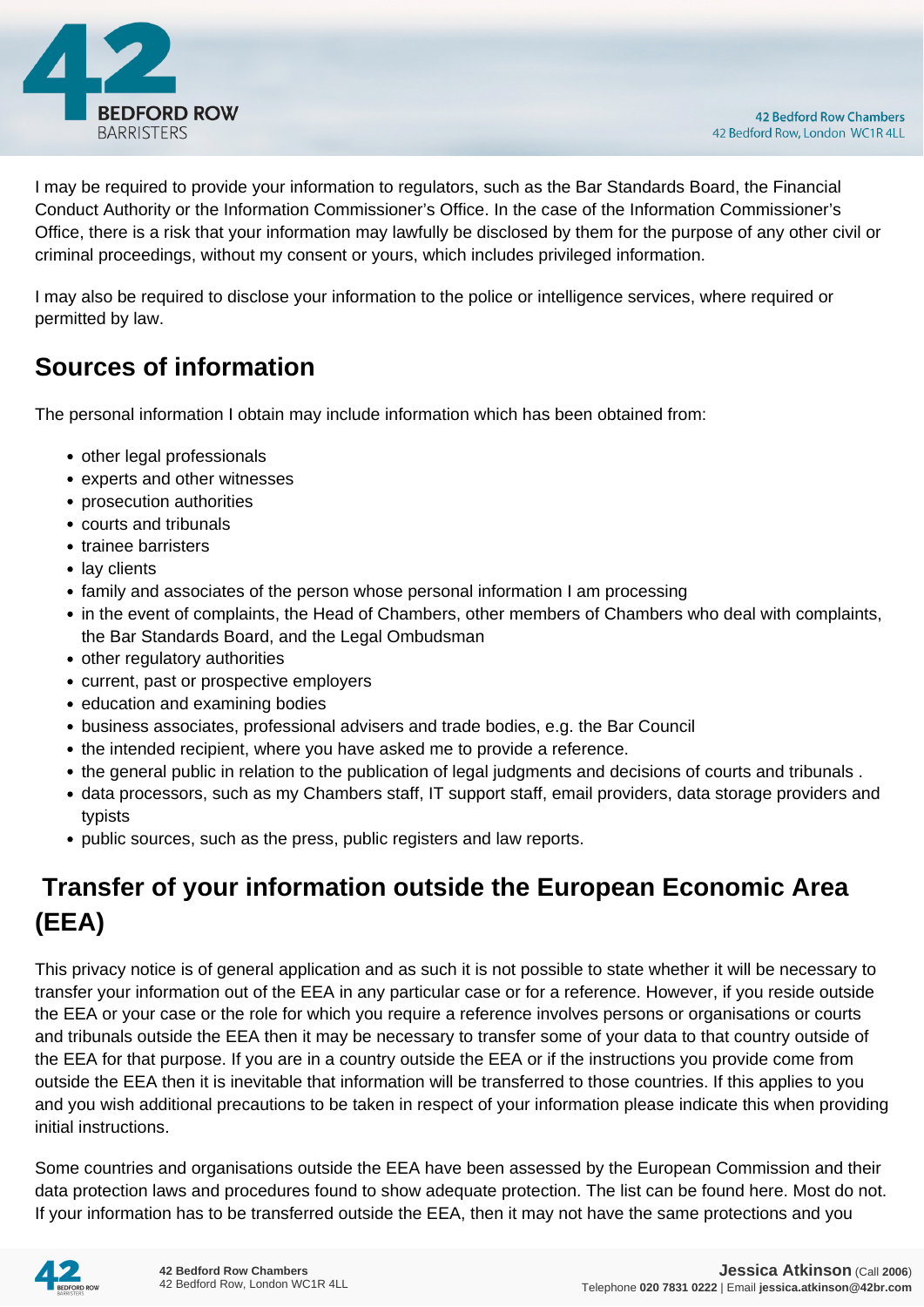I may be required to provide your information to regulators, such as the Bar Standards Board, the Financial Conduct Authority or the Information Commissioner's Office. In the case of the Information Commissioner's Office, there is a risk that your information may lawfully be disclosed by them for the purpose of any other civil or criminal proceedings, without my consent or yours, which includes privileged information.

I may also be required to disclose your information to the police or intelligence services, where required or permitted by law.

## Sources of information

The personal information I obtain may include information which has been obtained from:

- other legal professionals
- experts and other witnesses
- prosecution authorities
- courts and tribunals
- trainee barristers
- lay clients
- family and associates of the person whose personal information I am processing
- in the event of complaints, the Head of Chambers, other members of Chambers who deal with complaints, the Bar Standards Board, and the Legal Ombudsman
- other regulatory authorities
- current, past or prospective employers
- education and examining bodies
- business associates, professional advisers and trade bodies, e.g. the Bar Council
- the intended recipient, where you have asked me to provide a reference.
- the general public in relation to the publication of legal judgments and decisions of courts and tribunals .
- data processors, such as my Chambers staff, IT support staff, email providers, data storage providers and typists
- public sources, such as the press, public registers and law reports.

## Transfer of your information outside the European Economic Area (EEA)

This privacy notice is of general application and as such it is not possible to state whether it will be necessary to transfer your information out of the EEA in any particular case or for a reference. However, if you reside outside the EEA or your case or the role for which you require a reference involves persons or organisations or courts and tribunals outside the EEA then it may be necessary to transfer some of your data to that country outside of the EEA for that purpose. If you are in a country outside the EEA or if the instructions you provide come from outside the EEA then it is inevitable that information will be transferred to those countries. If this applies to you and you wish additional precautions to be taken in respect of your information please indicate this when providing initial instructions.

Some countries and organisations outside the EEA have been assessed by the European Commission and their data protection laws and procedures found to show adequate protection. The list can be found here. Most do not. If your information has to be transferred outside the EEA, then it may not have the same protections and you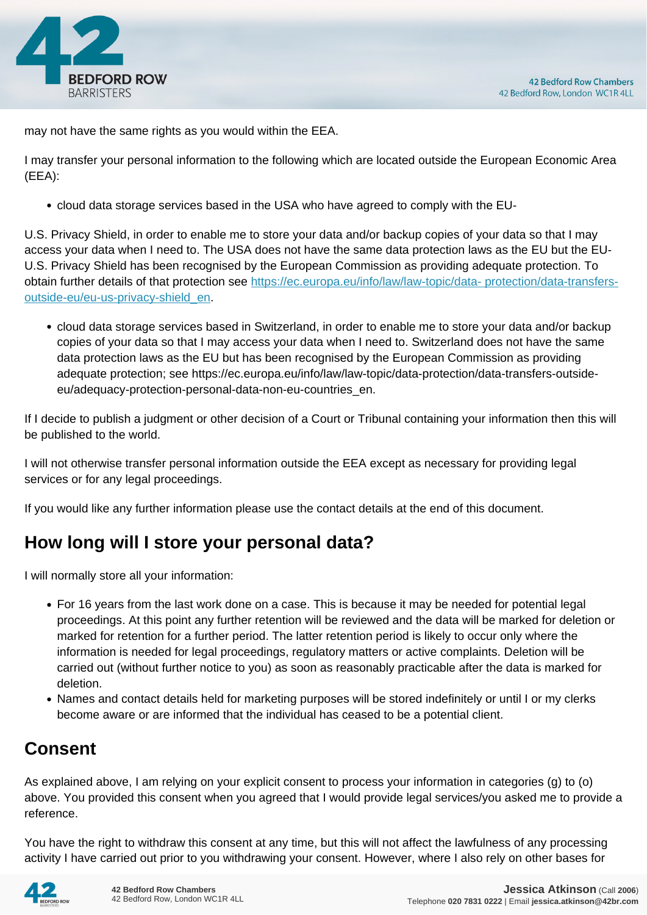may not have the same rights as you would within the EEA.

I may transfer your personal information to the following which are located outside the European Economic Area (EEA):

- cloud data storage services based in the USA who have agreed to comply with the EU-

U.S. Privacy Shield, in order to enable me to store your data and/or backup copies of your data so that I may access your data when I need to. The USA does not have the same data protection laws as the EU but the EU-U.S. Privacy Shield has been recognised by the European Commission as providing adequate protection. To obtain further details of that protection see [https://ec.europa.eu/info/law/law-topic/data- protection/data-transfers-outside-eu/eu-us-privacy-shield_en](https://ec.europa.eu/info/law/law-topic/data-protection/data-transfers-outside-eu/eu-us-privacy-shield_en).

- cloud data storage services based in Switzerland, in order to enable me to store your data and/or backup copies of your data so that I may access your data when I need to. Switzerland does not have the same data protection laws as the EU but has been recognised by the European Commission as providing adequate protection; see https://ec.europa.eu/info/law/law-topic/data-protection/data-transfers-outside-eu/adequacy-protection-personal-data-non-eu-countries_en.

If I decide to publish a judgment or other decision of a Court or Tribunal containing your information then this will be published to the world.

I will not otherwise transfer personal information outside the EEA except as necessary for providing legal services or for any legal proceedings.

If you would like any further information please use the contact details at the end of this document.

## How long will I store your personal data?

I will normally store all your information:

- For 16 years from the last work done on a case. This is because it may be needed for potential legal proceedings. At this point any further retention will be reviewed and the data will be marked for deletion or marked for retention for a further period. The latter retention period is likely to occur only where the information is needed for legal proceedings, regulatory matters or active complaints. Deletion will be carried out (without further notice to you) as soon as reasonably practicable after the data is marked for deletion.
- Names and contact details held for marketing purposes will be stored indefinitely or until I or my clerks become aware or are informed that the individual has ceased to be a potential client.

## Consent

As explained above, I am relying on your explicit consent to process your information in categories (g) to (o) above. You provided this consent when you agreed that I would provide legal services/you asked me to provide a reference.

You have the right to withdraw this consent at any time, but this will not affect the lawfulness of any processing activity I have carried out prior to you withdrawing your consent. However, where I also rely on other bases for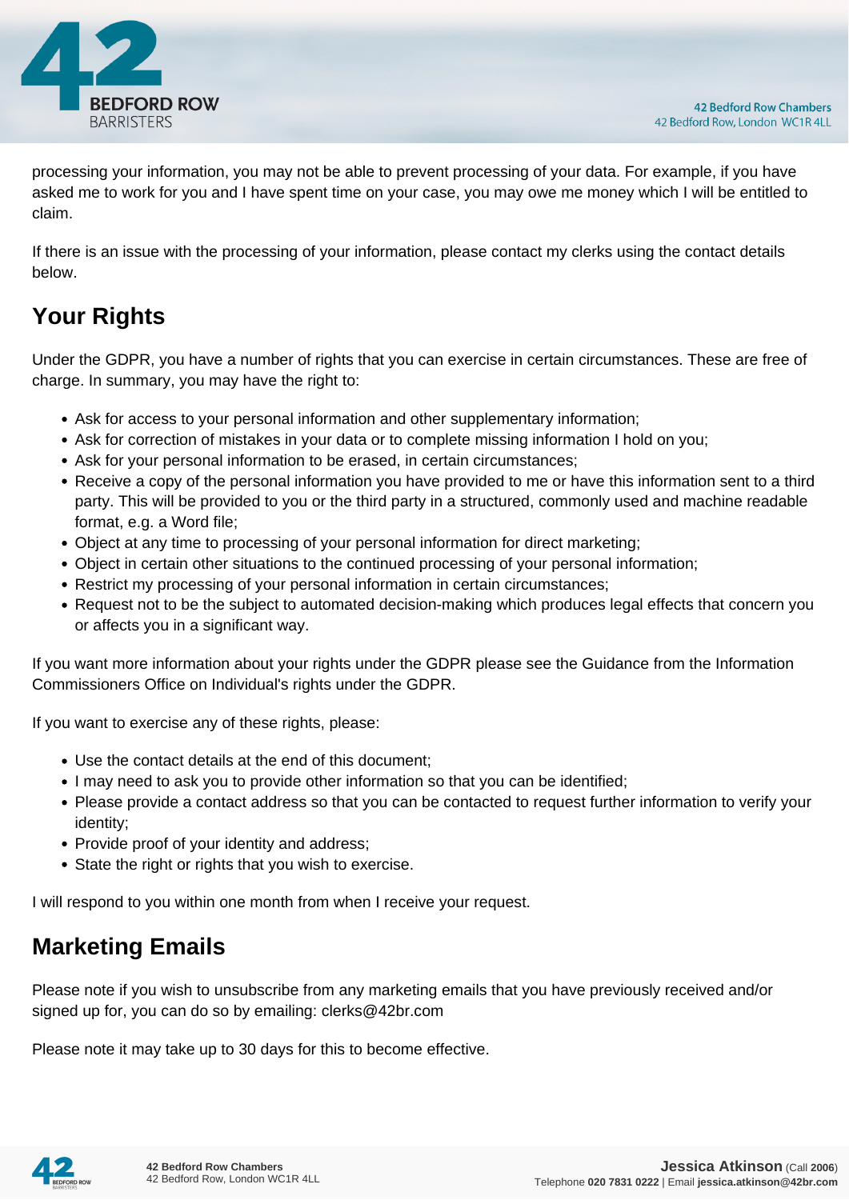processing your information, you may not be able to prevent processing of your data. For example, if you have asked me to work for you and I have spent time on your case, you may owe me money which I will be entitled to claim.

If there is an issue with the processing of your information, please contact my clerks using the contact details below.

## Your Rights

Under the GDPR, you have a number of rights that you can exercise in certain circumstances. These are free of charge. In summary, you may have the right to:

- Ask for access to your personal information and other supplementary information;
- Ask for correction of mistakes in your data or to complete missing information I hold on you;
- Ask for your personal information to be erased, in certain circumstances;
- Receive a copy of the personal information you have provided to me or have this information sent to a third party. This will be provided to you or the third party in a structured, commonly used and machine readable format, e.g. a Word file;
- Object at any time to processing of your personal information for direct marketing;
- Object in certain other situations to the continued processing of your personal information;
- Restrict my processing of your personal information in certain circumstances;
- Request not to be the subject to automated decision-making which produces legal effects that concern you or affects you in a significant way.

If you want more information about your rights under the GDPR please see the Guidance from the Information Commissioners Office on Individual's rights under the GDPR.

If you want to exercise any of these rights, please:

- Use the contact details at the end of this document;
- I may need to ask you to provide other information so that you can be identified;
- Please provide a contact address so that you can be contacted to request further information to verify your identity;
- Provide proof of your identity and address;
- State the right or rights that you wish to exercise.

I will respond to you within one month from when I receive your request.

## Marketing Emails

Please note if you wish to unsubscribe from any marketing emails that you have previously received and/or signed up for, you can do so by emailing: clerks@42br.com

Please note it may take up to 30 days for this to become effective.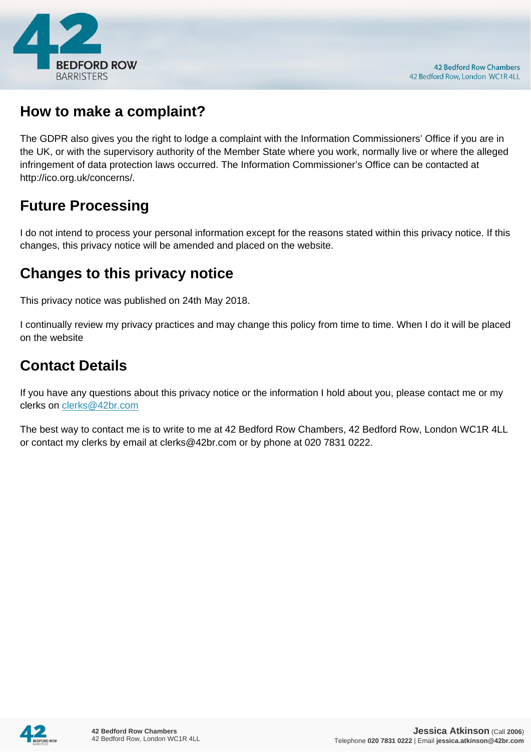## How to make a complaint?

The GDPR also gives you the right to lodge a complaint with the Information Commissioners' Office if you are in the UK, or with the supervisory authority of the Member State where you work, normally live or where the alleged infringement of data protection laws occurred. The Information Commissioner's Office can be contacted at http://ico.org.uk/concerns/.

## Future Processing

I do not intend to process your personal information except for the reasons stated within this privacy notice. If this changes, this privacy notice will be amended and placed on the website.

## Changes to this privacy notice

This privacy notice was published on 24th May 2018.

I continually review my privacy practices and may change this policy from time to time. When I do it will be placed on the website

## Contact Details

If you have any questions about this privacy notice or the information I hold about you, please contact me or my clerks on clerks@42br.com

The best way to contact me is to write to me at 42 Bedford Row Chambers, 42 Bedford Row, London WC1R 4LL or contact my clerks by email at clerks@42br.com or by phone at 020 7831 0222.